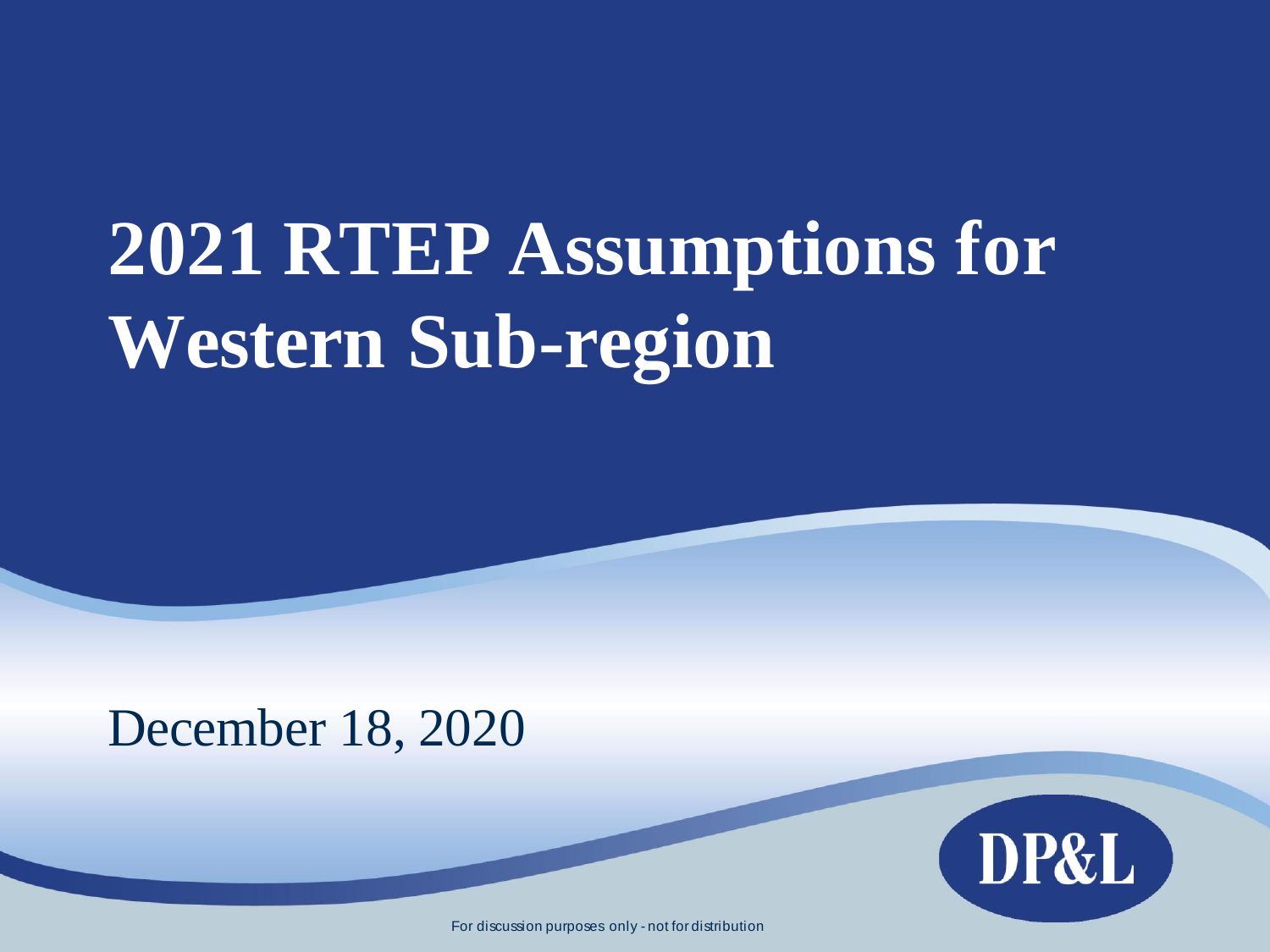# 2021 RTEP Assumptions for Western Sub-region

December 18, 2020

DP&L

For discussion purposes only - not for distribution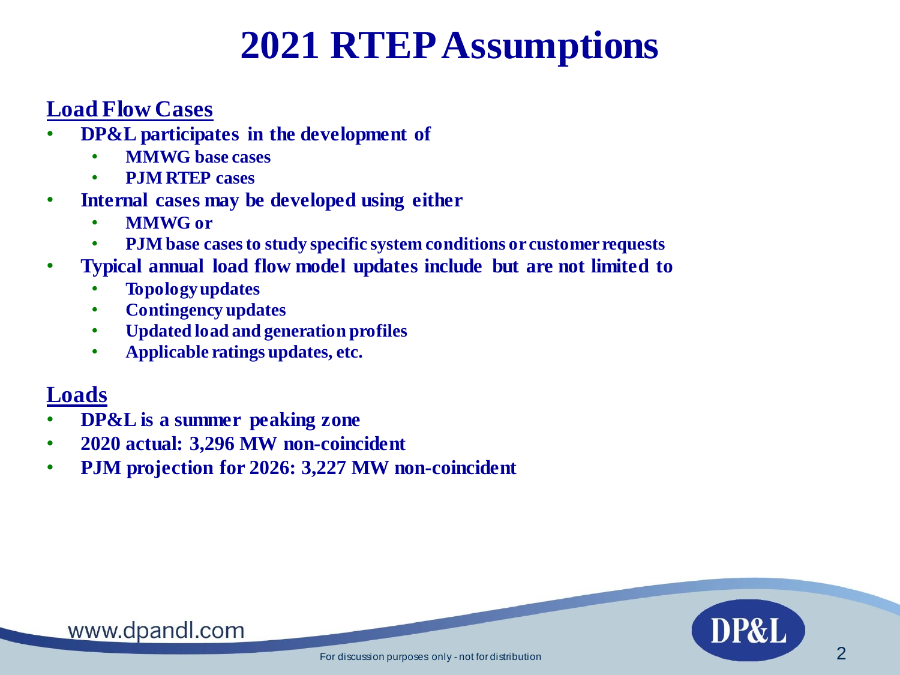# 2021 RTEP Assumptions

## Load Flow Cases

- **DP&L participates in the development of**
  - **MMWG base cases**
  - **PJM RTEP cases**
- **Internal cases may be developed using either**
  - **MMWG or**
  - **PJM base cases to study specific system conditions or customer requests**
- **Typical annual load flow model updates include but are not limited to**
  - **Topology updates**
  - **Contingency updates**
  - **Updated load and generation profiles**
  - **Applicable ratings updates, etc.**

## Loads

- **DP&L is a summer peaking zone**
- **2020 actual: 3,296 MW non-coincident**
- **PJM projection for 2026: 3,227 MW non-coincident**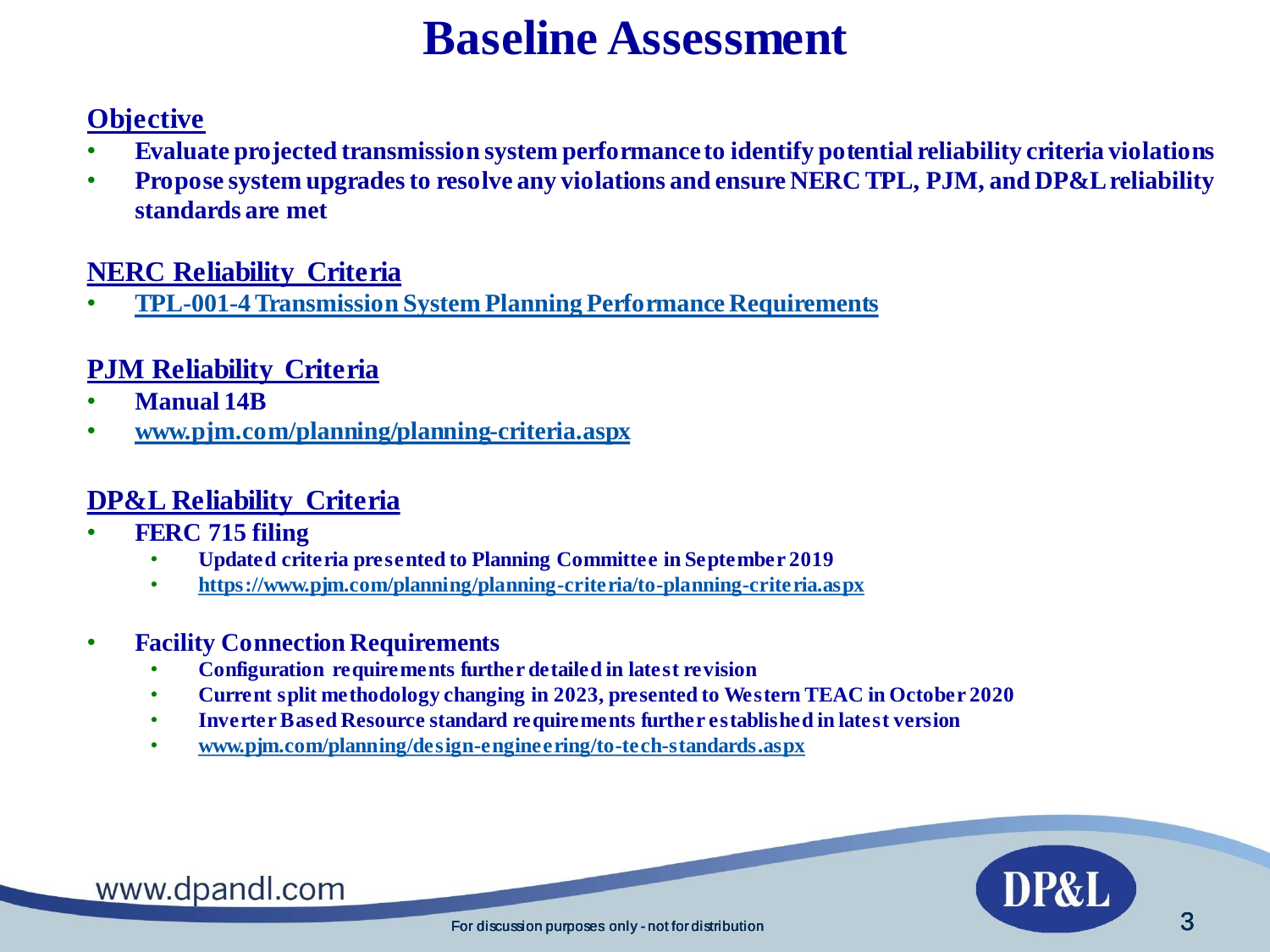# Baseline Assessment

## Objective

- **Evaluate projected transmission system performance to identify potential reliability criteria violations**
- **Propose system upgrades to resolve any violations and ensure NERC TPL, PJM, and DP&L reliability standards are met**

## NERC Reliability Criteria

- **TPL-001-4 Transmission System Planning Performance Requirements**

## PJM Reliability Criteria

- **Manual 14B**
- **www.pjm.com/planning/planning-criteria.aspx**

## DP&L Reliability Criteria

- **FERC 715 filing**
  - **Updated criteria presented to Planning Committee in September 2019**
  - **https://www.pjm.com/planning/planning-criteria/to-planning-criteria.aspx**

- **Facility Connection Requirements**
  - **Configuration requirements further detailed in latest revision**
  - **Current split methodology changing in 2023, presented to Western TEAC in October 2020**
  - **Inverter Based Resource standard requirements further established in latest version**
  - **www.pjm.com/planning/design-engineering/to-tech-standards.aspx**

www.dpandl.com

For discussion purposes only - not for distribution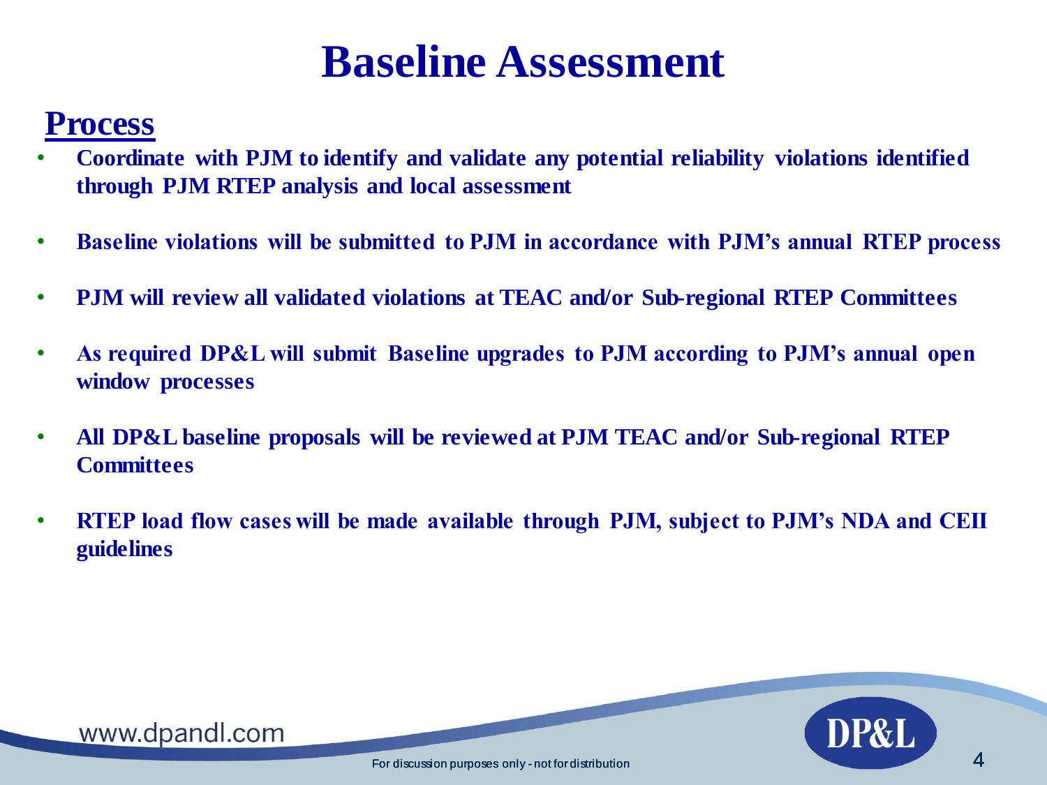# Baseline Assessment

## Process

- **Coordinate with PJM to identify and validate any potential reliability violations identified through PJM RTEP analysis and local assessment**
- **Baseline violations will be submitted to PJM in accordance with PJM's annual RTEP process**
- **PJM will review all validated violations at TEAC and/or Sub-regional RTEP Committees**
- **As required DP&L will submit Baseline upgrades to PJM according to PJM's annual open window processes**
- **All DP&L baseline proposals will be reviewed at PJM TEAC and/or Sub-regional RTEP Committees**
- **RTEP load flow cases will be made available through PJM, subject to PJM's NDA and CEII guidelines**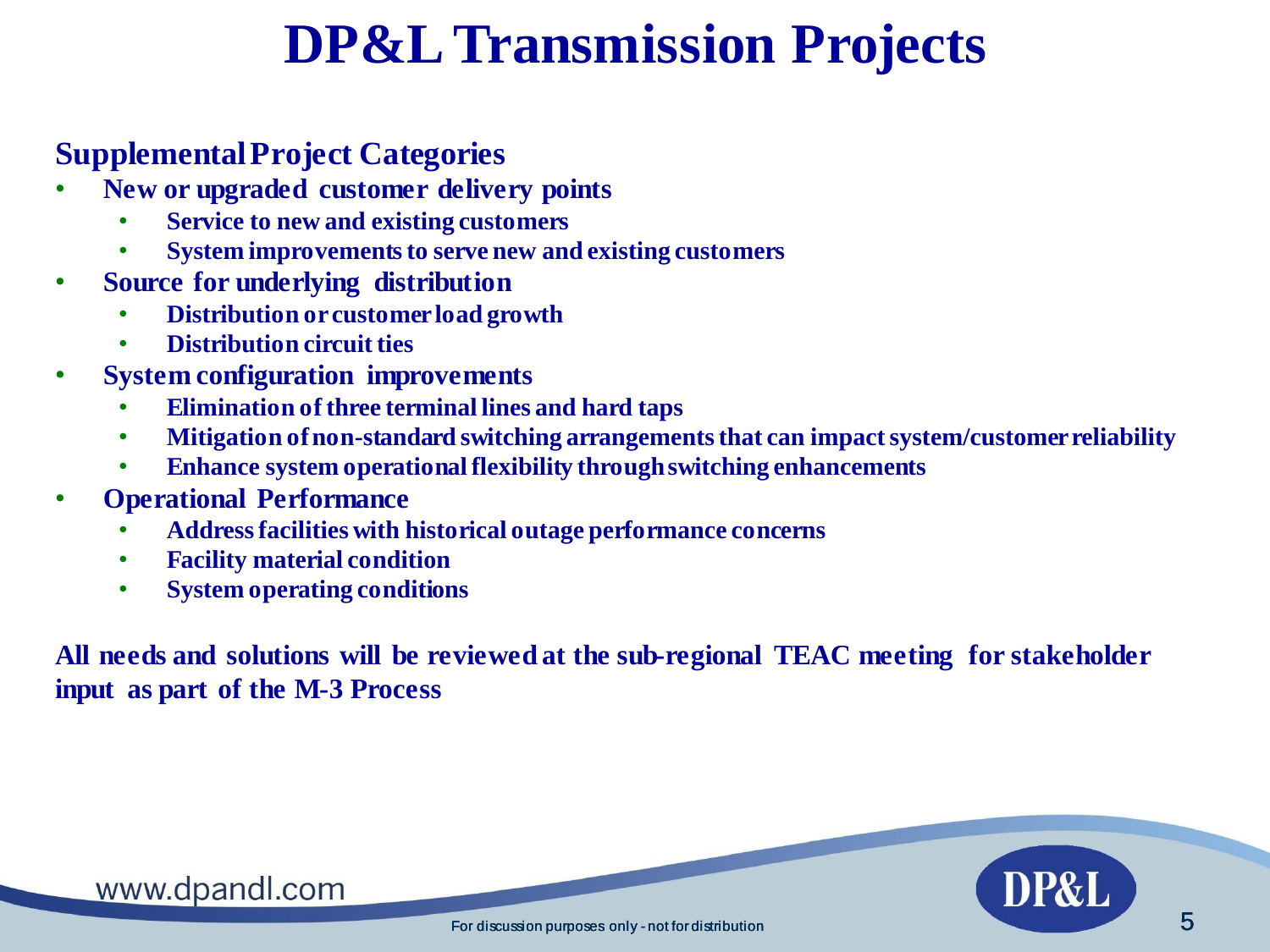# DP&L Transmission Projects

**Supplemental Project Categories**

- **New or upgraded customer delivery points**
  - **Service to new and existing customers**
  - **System improvements to serve new and existing customers**
- **Source for underlying distribution**
  - **Distribution or customer load growth**
  - **Distribution circuit ties**
- **System configuration improvements**
  - **Elimination of three terminal lines and hard taps**
  - **Mitigation of non-standard switching arrangements that can impact system/customer reliability**
  - **Enhance system operational flexibility through switching enhancements**
- **Operational Performance**
  - **Address facilities with historical outage performance concerns**
  - **Facility material condition**
  - **System operating conditions**

**All needs and solutions will be reviewed at the sub-regional TEAC meeting for stakeholder input as part of the M-3 Process**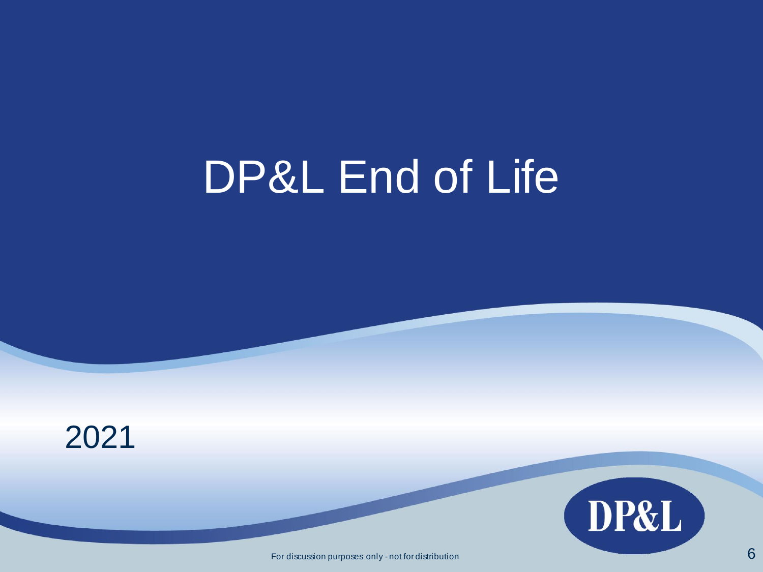# DP&L End of Life

2021

For discussion purposes only - not for distribution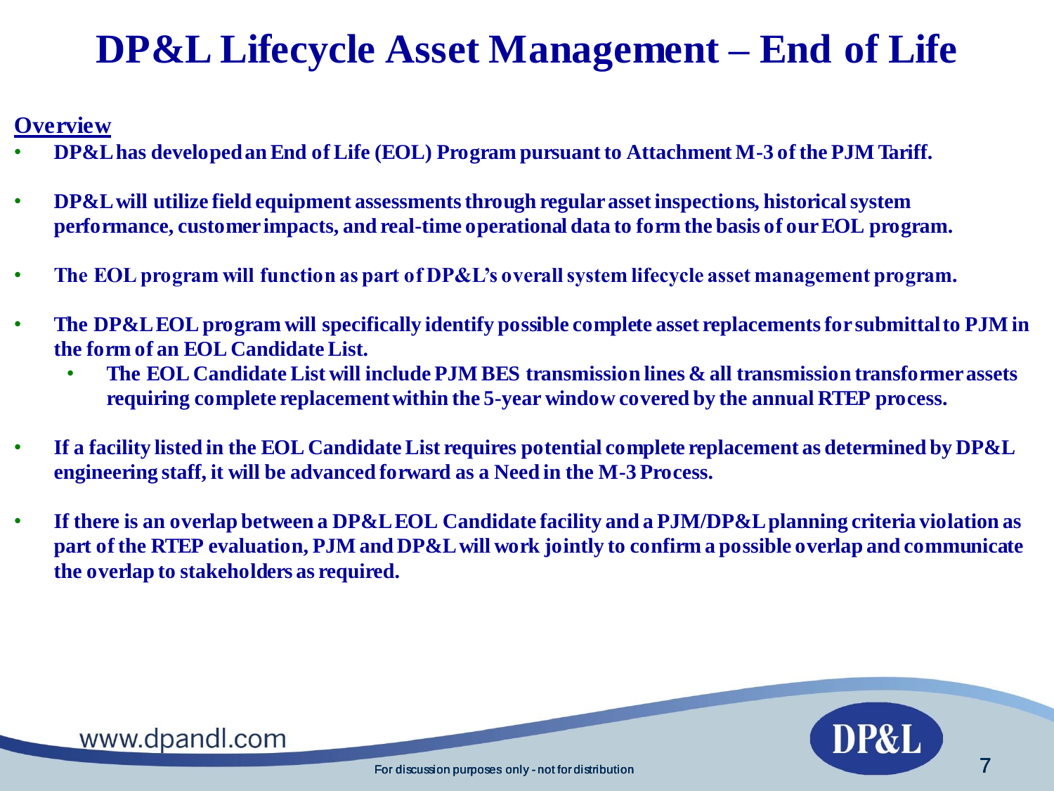# DP&L Lifecycle Asset Management – End of Life

**Overview**

- **DP&L has developed an End of Life (EOL) Program pursuant to Attachment M-3 of the PJM Tariff.**
- **DP&L will utilize field equipment assessments through regular asset inspections, historical system performance, customer impacts, and real-time operational data to form the basis of our EOL program.**
- **The EOL program will function as part of DP&L's overall system lifecycle asset management program.**
- **The DP&L EOL program will specifically identify possible complete asset replacements for submittal to PJM in the form of an EOL Candidate List.**
  - **The EOL Candidate List will include PJM BES transmission lines & all transmission transformer assets requiring complete replacement within the 5-year window covered by the annual RTEP process.**
- **If a facility listed in the EOL Candidate List requires potential complete replacement as determined by DP&L engineering staff, it will be advanced forward as a Need in the M-3 Process.**
- **If there is an overlap between a DP&L EOL Candidate facility and a PJM/DP&L planning criteria violation as part of the RTEP evaluation, PJM and DP&L will work jointly to confirm a possible overlap and communicate the overlap to stakeholders as required.**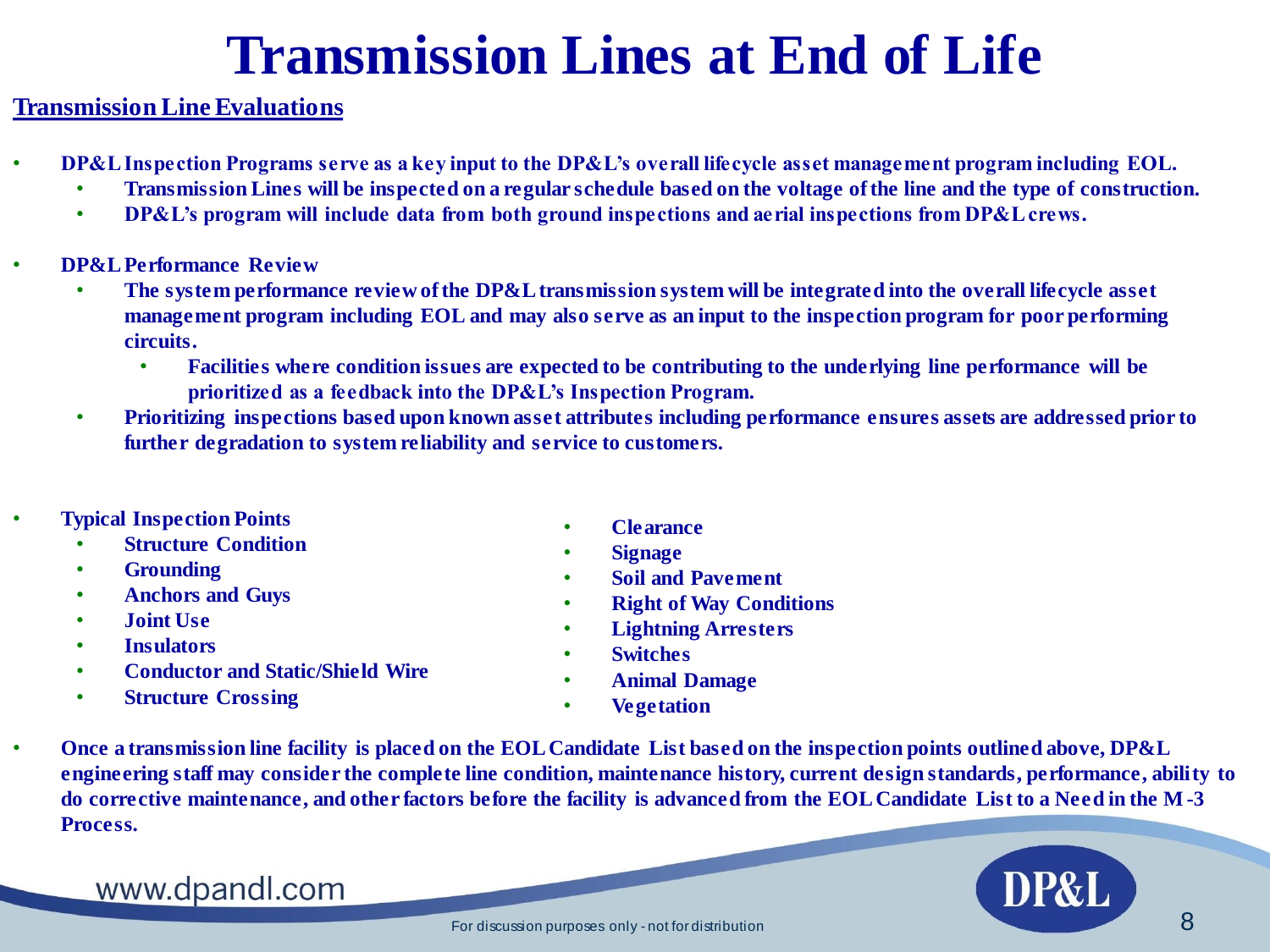# Transmission Lines at End of Life

**Transmission Line Evaluations**

- **DP&L Inspection Programs serve as a key input to the DP&L's overall lifecycle asset management program including EOL.**
  - **Transmission Lines will be inspected on a regular schedule based on the voltage of the line and the type of construction.**
  - **DP&L's program will include data from both ground inspections and aerial inspections from DP&L crews.**

- **DP&L Performance Review**
  - **The system performance review of the DP&L transmission system will be integrated into the overall lifecycle asset management program including EOL and may also serve as an input to the inspection program for poor performing circuits.**
    - **Facilities where condition issues are expected to be contributing to the underlying line performance will be prioritized as a feedback into the DP&L's Inspection Program.**
  - **Prioritizing inspections based upon known asset attributes including performance ensures assets are addressed prior to further degradation to system reliability and service to customers.**

- **Typical Inspection Points**
  - **Structure Condition**
  - **Grounding**
  - **Anchors and Guys**
  - **Joint Use**
  - **Insulators**
  - **Conductor and Static/Shield Wire**
  - **Structure Crossing**
  - **Clearance**
  - **Signage**
  - **Soil and Pavement**
  - **Right of Way Conditions**
  - **Lightning Arresters**
  - **Switches**
  - **Animal Damage**
  - **Vegetation**

- **Once a transmission line facility is placed on the EOL Candidate List based on the inspection points outlined above, DP&L engineering staff may consider the complete line condition, maintenance history, current design standards, performance, ability to do corrective maintenance, and other factors before the facility is advanced from the EOL Candidate List to a Need in the M-3 Process.**

www.dpandl.com

For discussion purposes only - not for distribution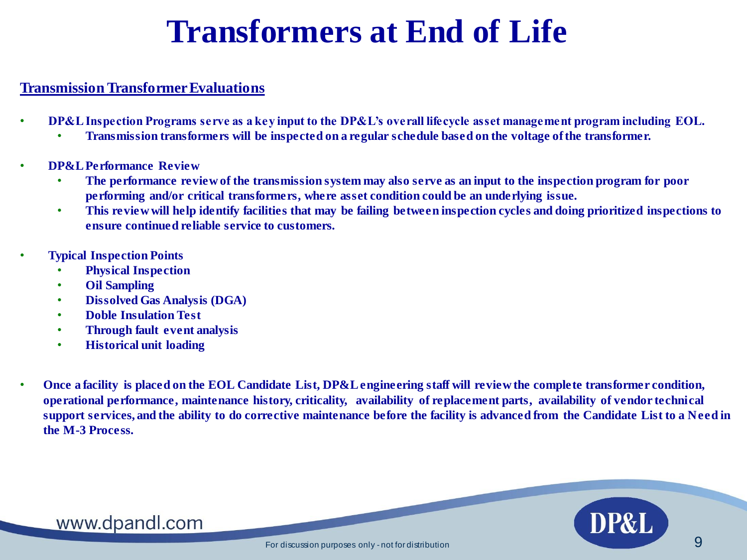# Transformers at End of Life

**Transmission Transformer Evaluations**

- **DP&L Inspection Programs serve as a key input to the DP&L's overall lifecycle asset management program including EOL.**
  - **Transmission transformers will be inspected on a regular schedule based on the voltage of the transformer.**
- **DP&L Performance Review**
  - **The performance review of the transmission system may also serve as an input to the inspection program for poor performing and/or critical transformers, where asset condition could be an underlying issue.**
  - **This review will help identify facilities that may be failing between inspection cycles and doing prioritized inspections to ensure continued reliable service to customers.**
- **Typical Inspection Points**
  - **Physical Inspection**
  - **Oil Sampling**
  - **Dissolved Gas Analysis (DGA)**
  - **Doble Insulation Test**
  - **Through fault event analysis**
  - **Historical unit loading**
- **Once a facility is placed on the EOL Candidate List, DP&L engineering staff will review the complete transformer condition, operational performance, maintenance history, criticality, availability of replacement parts, availability of vendor technical support services, and the ability to do corrective maintenance before the facility is advanced from the Candidate List to a Need in the M-3 Process.**

www.dpandl.com

For discussion purposes only - not for distribution